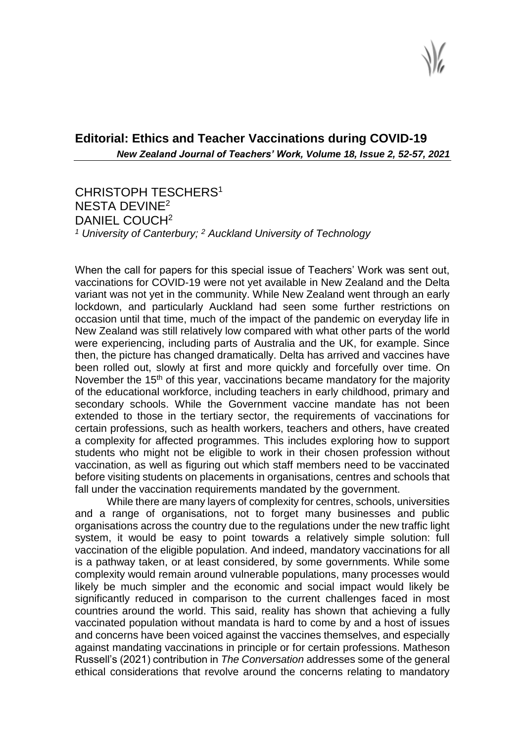## Editorial: Ethics and Teacher Vaccinations during COVID-19

*New Zealand Journal of Teachers' Work, Volume 18, Issue 2, 52-57, 2021*

CHRISTOPH TESCHERS[1]
NESTA DEVINE[2]
DANIEL COUCH[2]
[1] *University of Canterbury;* [2] *Auckland University of Technology*

When the call for papers for this special issue of Teachers' Work was sent out, vaccinations for COVID-19 were not yet available in New Zealand and the Delta variant was not yet in the community. While New Zealand went through an early lockdown, and particularly Auckland had seen some further restrictions on occasion until that time, much of the impact of the pandemic on everyday life in New Zealand was still relatively low compared with what other parts of the world were experiencing, including parts of Australia and the UK, for example. Since then, the picture has changed dramatically. Delta has arrived and vaccines have been rolled out, slowly at first and more quickly and forcefully over time. On November the 15th of this year, vaccinations became mandatory for the majority of the educational workforce, including teachers in early childhood, primary and secondary schools. While the Government vaccine mandate has not been extended to those in the tertiary sector, the requirements of vaccinations for certain professions, such as health workers, teachers and others, have created a complexity for affected programmes. This includes exploring how to support students who might not be eligible to work in their chosen profession without vaccination, as well as figuring out which staff members need to be vaccinated before visiting students on placements in organisations, centres and schools that fall under the vaccination requirements mandated by the government.

While there are many layers of complexity for centres, schools, universities and a range of organisations, not to forget many businesses and public organisations across the country due to the regulations under the new traffic light system, it would be easy to point towards a relatively simple solution: full vaccination of the eligible population. And indeed, mandatory vaccinations for all is a pathway taken, or at least considered, by some governments. While some complexity would remain around vulnerable populations, many processes would likely be much simpler and the economic and social impact would likely be significantly reduced in comparison to the current challenges faced in most countries around the world. This said, reality has shown that achieving a fully vaccinated population without mandata is hard to come by and a host of issues and concerns have been voiced against the vaccines themselves, and especially against mandating vaccinations in principle or for certain professions. Matheson Russell's (2021) contribution in *The Conversation* addresses some of the general ethical considerations that revolve around the concerns relating to mandatory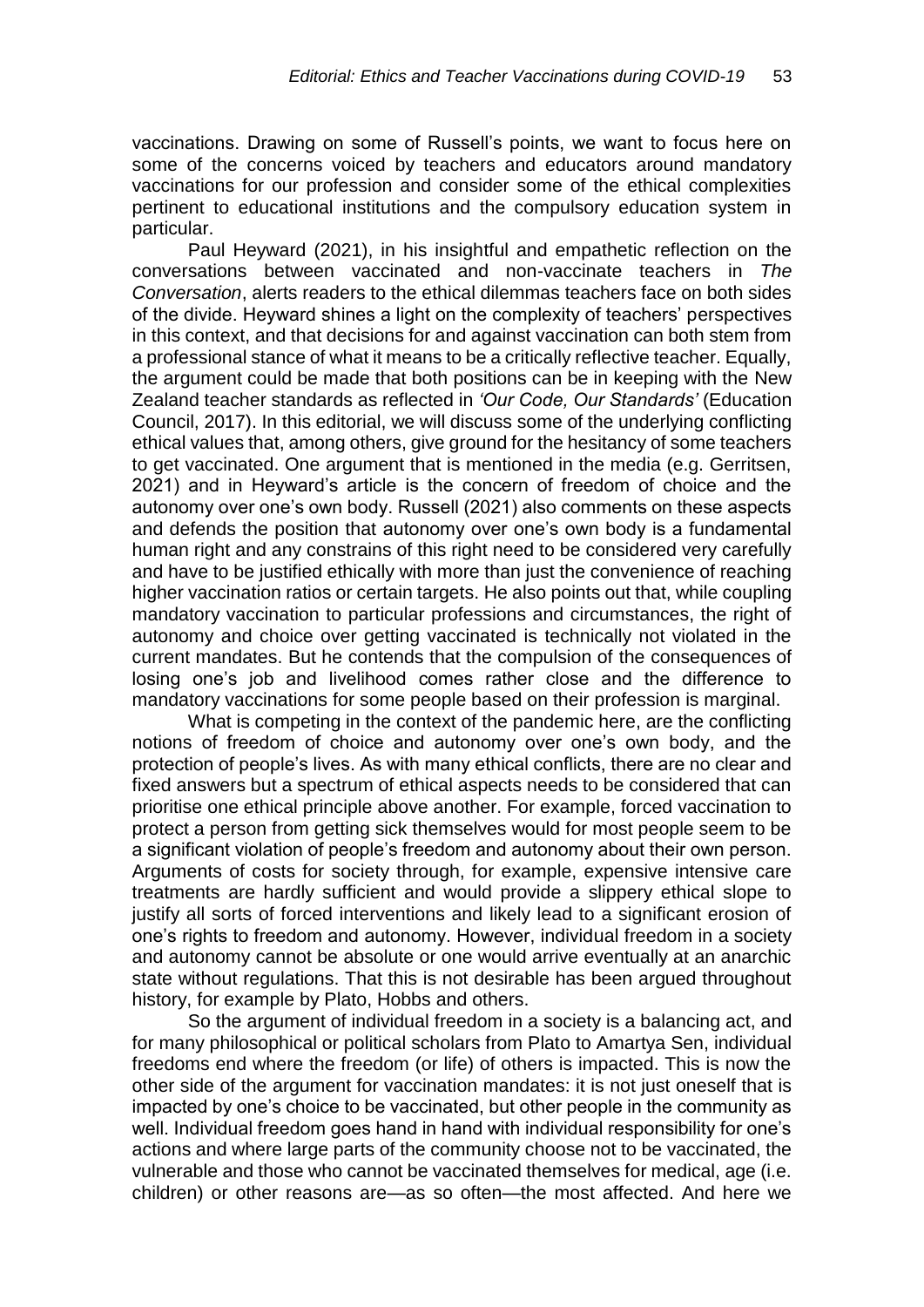vaccinations. Drawing on some of Russell's points, we want to focus here on some of the concerns voiced by teachers and educators around mandatory vaccinations for our profession and consider some of the ethical complexities pertinent to educational institutions and the compulsory education system in particular.

Paul Heyward (2021), in his insightful and empathetic reflection on the conversations between vaccinated and non-vaccinate teachers in *The Conversation*, alerts readers to the ethical dilemmas teachers face on both sides of the divide. Heyward shines a light on the complexity of teachers' perspectives in this context, and that decisions for and against vaccination can both stem from a professional stance of what it means to be a critically reflective teacher. Equally, the argument could be made that both positions can be in keeping with the New Zealand teacher standards as reflected in *'Our Code, Our Standards'* (Education Council, 2017). In this editorial, we will discuss some of the underlying conflicting ethical values that, among others, give ground for the hesitancy of some teachers to get vaccinated. One argument that is mentioned in the media (e.g. Gerritsen, 2021) and in Heyward's article is the concern of freedom of choice and the autonomy over one's own body. Russell (2021) also comments on these aspects and defends the position that autonomy over one's own body is a fundamental human right and any constrains of this right need to be considered very carefully and have to be justified ethically with more than just the convenience of reaching higher vaccination ratios or certain targets. He also points out that, while coupling mandatory vaccination to particular professions and circumstances, the right of autonomy and choice over getting vaccinated is technically not violated in the current mandates. But he contends that the compulsion of the consequences of losing one's job and livelihood comes rather close and the difference to mandatory vaccinations for some people based on their profession is marginal.

What is competing in the context of the pandemic here, are the conflicting notions of freedom of choice and autonomy over one's own body, and the protection of people's lives. As with many ethical conflicts, there are no clear and fixed answers but a spectrum of ethical aspects needs to be considered that can prioritise one ethical principle above another. For example, forced vaccination to protect a person from getting sick themselves would for most people seem to be a significant violation of people's freedom and autonomy about their own person. Arguments of costs for society through, for example, expensive intensive care treatments are hardly sufficient and would provide a slippery ethical slope to justify all sorts of forced interventions and likely lead to a significant erosion of one's rights to freedom and autonomy. However, individual freedom in a society and autonomy cannot be absolute or one would arrive eventually at an anarchic state without regulations. That this is not desirable has been argued throughout history, for example by Plato, Hobbs and others.

So the argument of individual freedom in a society is a balancing act, and for many philosophical or political scholars from Plato to Amartya Sen, individual freedoms end where the freedom (or life) of others is impacted. This is now the other side of the argument for vaccination mandates: it is not just oneself that is impacted by one's choice to be vaccinated, but other people in the community as well. Individual freedom goes hand in hand with individual responsibility for one's actions and where large parts of the community choose not to be vaccinated, the vulnerable and those who cannot be vaccinated themselves for medical, age (i.e. children) or other reasons are—as so often—the most affected. And here we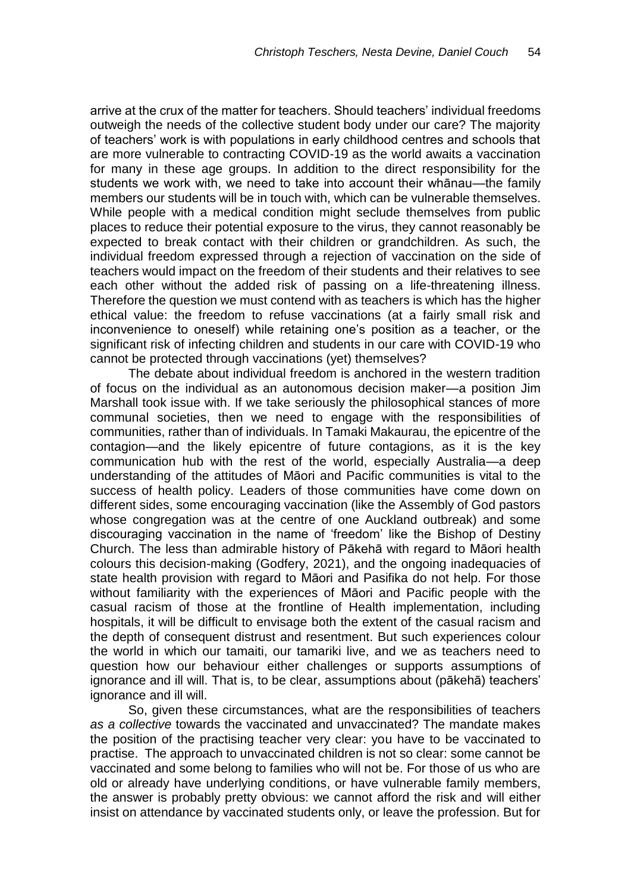arrive at the crux of the matter for teachers. Should teachers' individual freedoms outweigh the needs of the collective student body under our care? The majority of teachers' work is with populations in early childhood centres and schools that are more vulnerable to contracting COVID-19 as the world awaits a vaccination for many in these age groups. In addition to the direct responsibility for the students we work with, we need to take into account their whānau—the family members our students will be in touch with, which can be vulnerable themselves. While people with a medical condition might seclude themselves from public places to reduce their potential exposure to the virus, they cannot reasonably be expected to break contact with their children or grandchildren. As such, the individual freedom expressed through a rejection of vaccination on the side of teachers would impact on the freedom of their students and their relatives to see each other without the added risk of passing on a life-threatening illness. Therefore the question we must contend with as teachers is which has the higher ethical value: the freedom to refuse vaccinations (at a fairly small risk and inconvenience to oneself) while retaining one's position as a teacher, or the significant risk of infecting children and students in our care with COVID-19 who cannot be protected through vaccinations (yet) themselves?

The debate about individual freedom is anchored in the western tradition of focus on the individual as an autonomous decision maker—a position Jim Marshall took issue with. If we take seriously the philosophical stances of more communal societies, then we need to engage with the responsibilities of communities, rather than of individuals. In Tamaki Makaurau, the epicentre of the contagion—and the likely epicentre of future contagions, as it is the key communication hub with the rest of the world, especially Australia—a deep understanding of the attitudes of Māori and Pacific communities is vital to the success of health policy. Leaders of those communities have come down on different sides, some encouraging vaccination (like the Assembly of God pastors whose congregation was at the centre of one Auckland outbreak) and some discouraging vaccination in the name of 'freedom' like the Bishop of Destiny Church. The less than admirable history of Pākehā with regard to Māori health colours this decision-making (Godfery, 2021), and the ongoing inadequacies of state health provision with regard to Māori and Pasifika do not help. For those without familiarity with the experiences of Māori and Pacific people with the casual racism of those at the frontline of Health implementation, including hospitals, it will be difficult to envisage both the extent of the casual racism and the depth of consequent distrust and resentment. But such experiences colour the world in which our tamaiti, our tamariki live, and we as teachers need to question how our behaviour either challenges or supports assumptions of ignorance and ill will. That is, to be clear, assumptions about (pākehā) teachers' ignorance and ill will.

So, given these circumstances, what are the responsibilities of teachers *as a collective* towards the vaccinated and unvaccinated? The mandate makes the position of the practising teacher very clear: you have to be vaccinated to practise. The approach to unvaccinated children is not so clear: some cannot be vaccinated and some belong to families who will not be. For those of us who are old or already have underlying conditions, or have vulnerable family members, the answer is probably pretty obvious: we cannot afford the risk and will either insist on attendance by vaccinated students only, or leave the profession. But for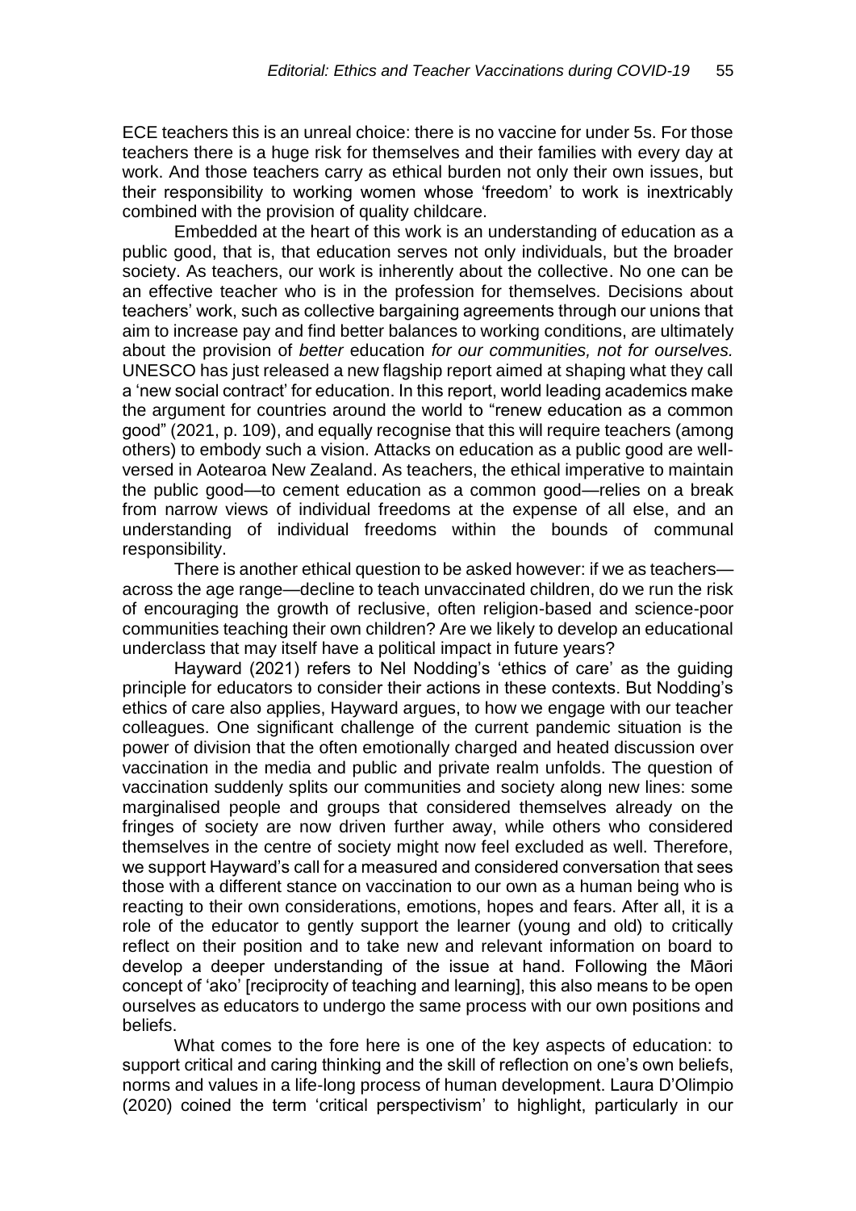ECE teachers this is an unreal choice: there is no vaccine for under 5s. For those teachers there is a huge risk for themselves and their families with every day at work. And those teachers carry as ethical burden not only their own issues, but their responsibility to working women whose 'freedom' to work is inextricably combined with the provision of quality childcare.

Embedded at the heart of this work is an understanding of education as a public good, that is, that education serves not only individuals, but the broader society. As teachers, our work is inherently about the collective. No one can be an effective teacher who is in the profession for themselves. Decisions about teachers' work, such as collective bargaining agreements through our unions that aim to increase pay and find better balances to working conditions, are ultimately about the provision of *better* education *for our communities, not for ourselves.* UNESCO has just released a new flagship report aimed at shaping what they call a 'new social contract' for education. In this report, world leading academics make the argument for countries around the world to "renew education as a common good" (2021, p. 109), and equally recognise that this will require teachers (among others) to embody such a vision. Attacks on education as a public good are well-versed in Aotearoa New Zealand. As teachers, the ethical imperative to maintain the public good—to cement education as a common good—relies on a break from narrow views of individual freedoms at the expense of all else, and an understanding of individual freedoms within the bounds of communal responsibility.

There is another ethical question to be asked however: if we as teachers—across the age range—decline to teach unvaccinated children, do we run the risk of encouraging the growth of reclusive, often religion-based and science-poor communities teaching their own children? Are we likely to develop an educational underclass that may itself have a political impact in future years?

Hayward (2021) refers to Nel Nodding's 'ethics of care' as the guiding principle for educators to consider their actions in these contexts. But Nodding's ethics of care also applies, Hayward argues, to how we engage with our teacher colleagues. One significant challenge of the current pandemic situation is the power of division that the often emotionally charged and heated discussion over vaccination in the media and public and private realm unfolds. The question of vaccination suddenly splits our communities and society along new lines: some marginalised people and groups that considered themselves already on the fringes of society are now driven further away, while others who considered themselves in the centre of society might now feel excluded as well. Therefore, we support Hayward's call for a measured and considered conversation that sees those with a different stance on vaccination to our own as a human being who is reacting to their own considerations, emotions, hopes and fears. After all, it is a role of the educator to gently support the learner (young and old) to critically reflect on their position and to take new and relevant information on board to develop a deeper understanding of the issue at hand. Following the Māori concept of 'ako' [reciprocity of teaching and learning], this also means to be open ourselves as educators to undergo the same process with our own positions and beliefs.

What comes to the fore here is one of the key aspects of education: to support critical and caring thinking and the skill of reflection on one's own beliefs, norms and values in a life-long process of human development. Laura D'Olimpio (2020) coined the term 'critical perspectivism' to highlight, particularly in our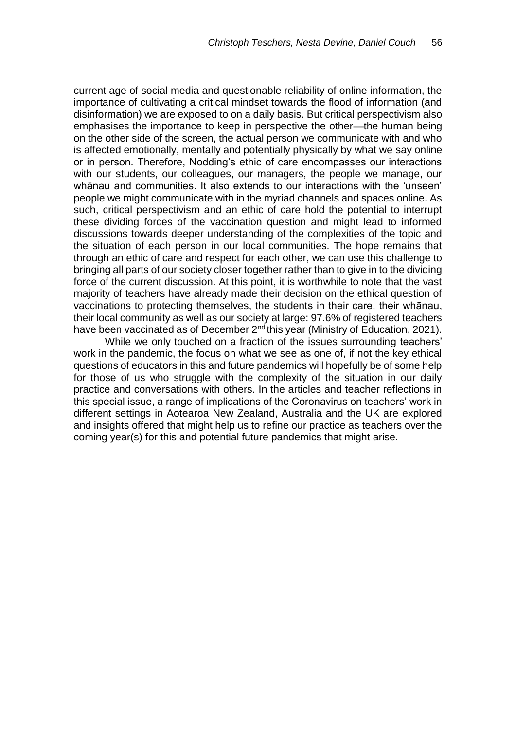current age of social media and questionable reliability of online information, the importance of cultivating a critical mindset towards the flood of information (and disinformation) we are exposed to on a daily basis. But critical perspectivism also emphasises the importance to keep in perspective the other—the human being on the other side of the screen, the actual person we communicate with and who is affected emotionally, mentally and potentially physically by what we say online or in person. Therefore, Nodding's ethic of care encompasses our interactions with our students, our colleagues, our managers, the people we manage, our whānau and communities. It also extends to our interactions with the 'unseen' people we might communicate with in the myriad channels and spaces online. As such, critical perspectivism and an ethic of care hold the potential to interrupt these dividing forces of the vaccination question and might lead to informed discussions towards deeper understanding of the complexities of the topic and the situation of each person in our local communities. The hope remains that through an ethic of care and respect for each other, we can use this challenge to bringing all parts of our society closer together rather than to give in to the dividing force of the current discussion. At this point, it is worthwhile to note that the vast majority of teachers have already made their decision on the ethical question of vaccinations to protecting themselves, the students in their care, their whānau, their local community as well as our society at large: 97.6% of registered teachers have been vaccinated as of December 2nd this year (Ministry of Education, 2021).

While we only touched on a fraction of the issues surrounding teachers' work in the pandemic, the focus on what we see as one of, if not the key ethical questions of educators in this and future pandemics will hopefully be of some help for those of us who struggle with the complexity of the situation in our daily practice and conversations with others. In the articles and teacher reflections in this special issue, a range of implications of the Coronavirus on teachers' work in different settings in Aotearoa New Zealand, Australia and the UK are explored and insights offered that might help us to refine our practice as teachers over the coming year(s) for this and potential future pandemics that might arise.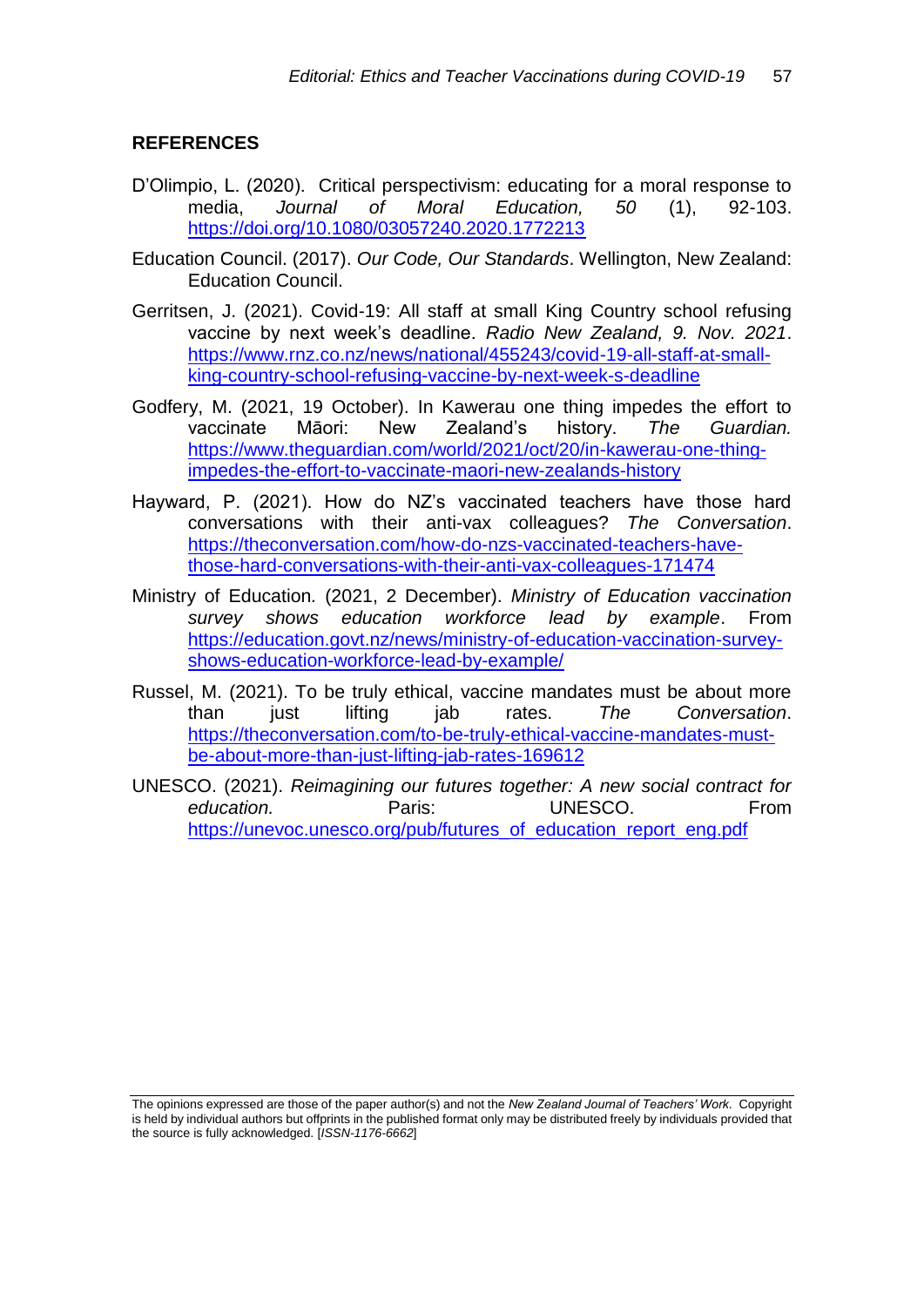## REFERENCES

D'Olimpio, L. (2020). Critical perspectivism: educating for a moral response to media, *Journal of Moral Education, 50* (1), 92-103. https://doi.org/10.1080/03057240.2020.1772213

Education Council. (2017). *Our Code, Our Standards*. Wellington, New Zealand: Education Council.

Gerritsen, J. (2021). Covid-19: All staff at small King Country school refusing vaccine by next week's deadline. *Radio New Zealand, 9. Nov. 2021*. https://www.rnz.co.nz/news/national/455243/covid-19-all-staff-at-small-king-country-school-refusing-vaccine-by-next-week-s-deadline

Godfery, M. (2021, 19 October). In Kawerau one thing impedes the effort to vaccinate Māori: New Zealand's history. *The Guardian.* https://www.theguardian.com/world/2021/oct/20/in-kawerau-one-thing-impedes-the-effort-to-vaccinate-maori-new-zealands-history

Hayward, P. (2021). How do NZ's vaccinated teachers have those hard conversations with their anti-vax colleagues? *The Conversation*. https://theconversation.com/how-do-nzs-vaccinated-teachers-have-those-hard-conversations-with-their-anti-vax-colleagues-171474

Ministry of Education. (2021, 2 December). *Ministry of Education vaccination survey shows education workforce lead by example*. From https://education.govt.nz/news/ministry-of-education-vaccination-survey-shows-education-workforce-lead-by-example/

Russel, M. (2021). To be truly ethical, vaccine mandates must be about more than just lifting jab rates. *The Conversation*. https://theconversation.com/to-be-truly-ethical-vaccine-mandates-must-be-about-more-than-just-lifting-jab-rates-169612

UNESCO. (2021). *Reimagining our futures together: A new social contract for education.* Paris: UNESCO. From https://unevoc.unesco.org/pub/futures_of_education_report_eng.pdf

The opinions expressed are those of the paper author(s) and not the *New Zealand Journal of Teachers' Work.* Copyright is held by individual authors but offprints in the published format only may be distributed freely by individuals provided that the source is fully acknowledged. [*ISSN-1176-6662*]